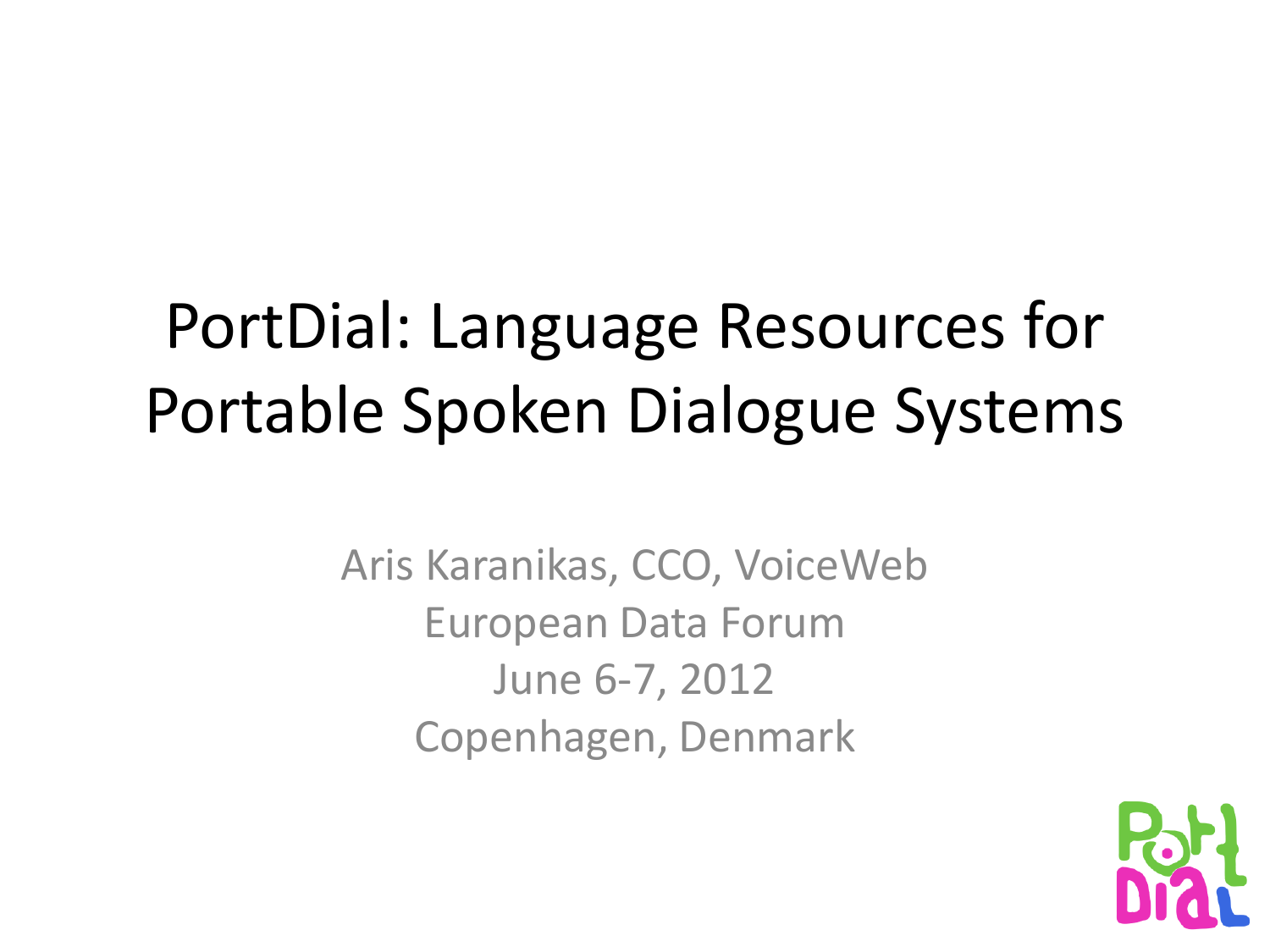# PortDial: Language Resources for Portable Spoken Dialogue Systems

Aris Karanikas, CCO, VoiceWeb

European Data Forum

June 6-7, 2012

Copenhagen, Denmark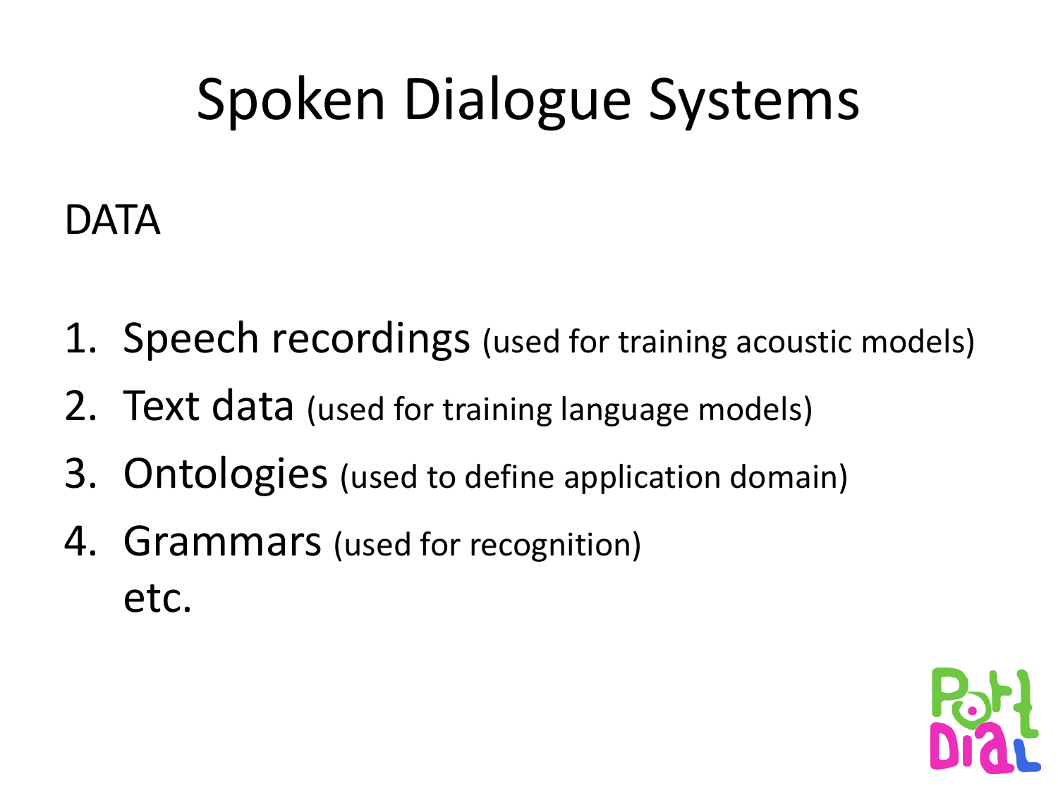# Spoken Dialogue Systems

DATA

1. Speech recordings (used for training acoustic models)
2. Text data (used for training language models)
3. Ontologies (used to define application domain)
4. Grammars (used for recognition)

   etc.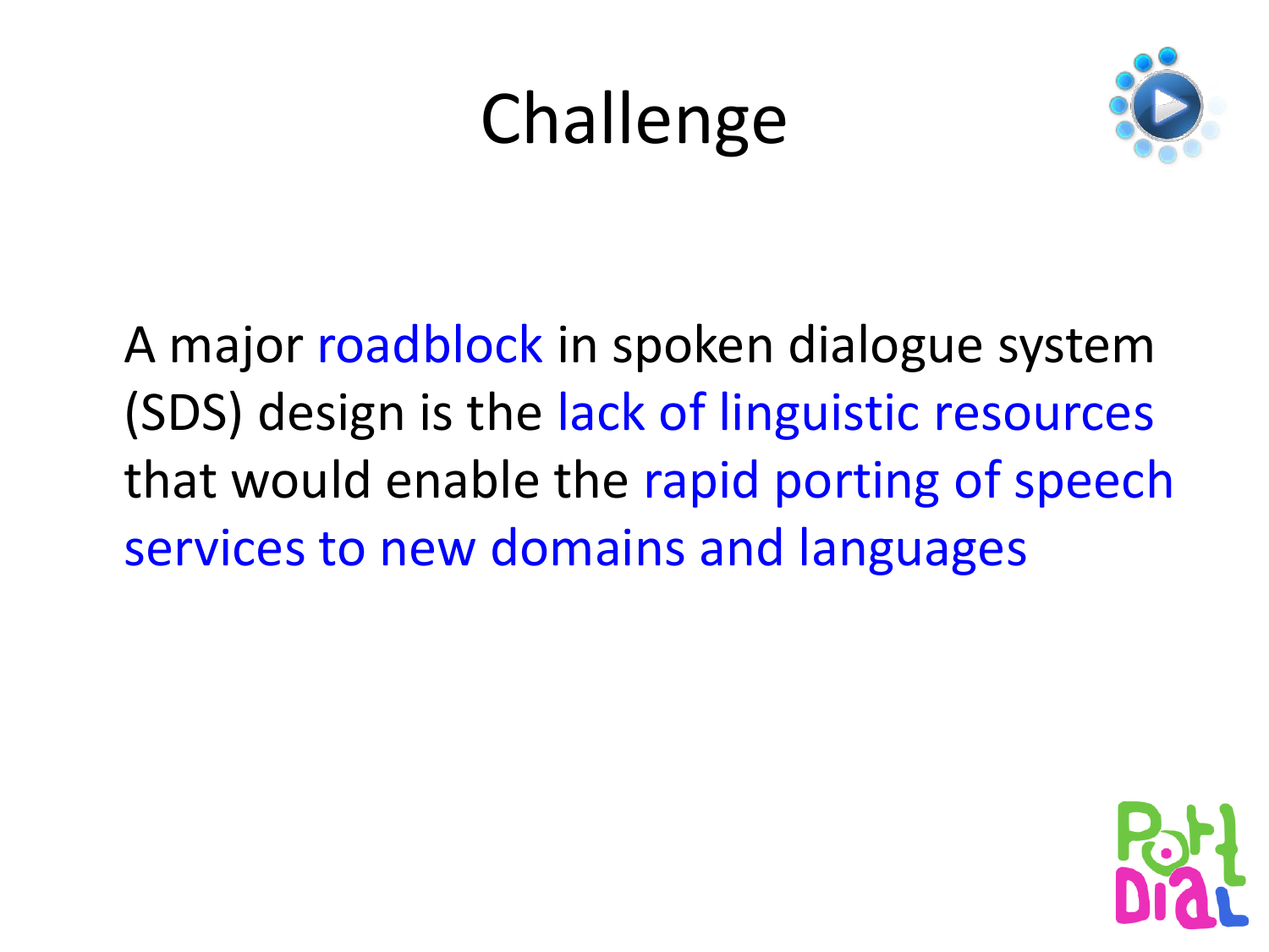# Challenge

A major roadblock in spoken dialogue system (SDS) design is the lack of linguistic resources that would enable the rapid porting of speech services to new domains and languages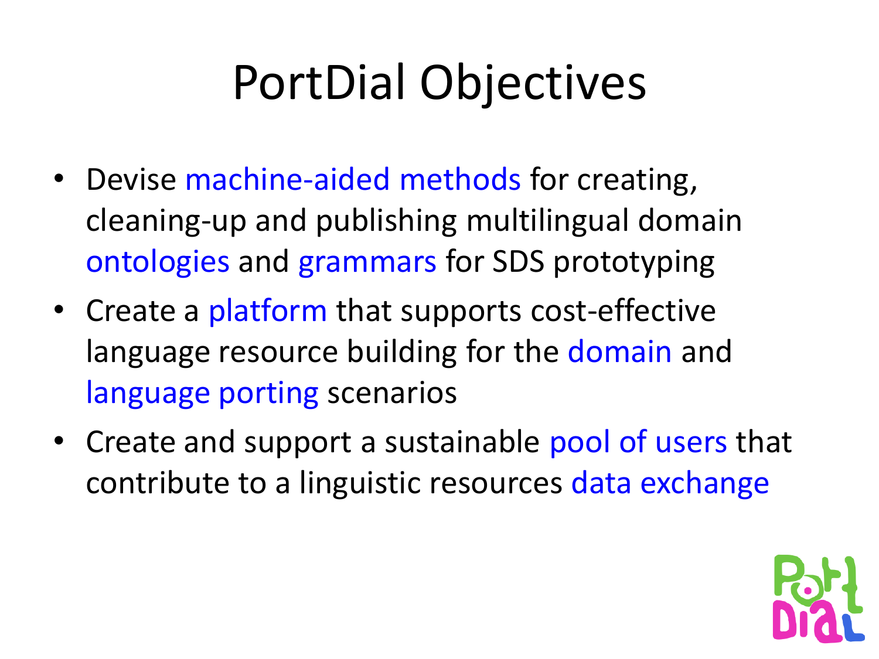# PortDial Objectives

- Devise machine-aided methods for creating, cleaning-up and publishing multilingual domain ontologies and grammars for SDS prototyping
- Create a platform that supports cost-effective language resource building for the domain and language porting scenarios
- Create and support a sustainable pool of users that contribute to a linguistic resources data exchange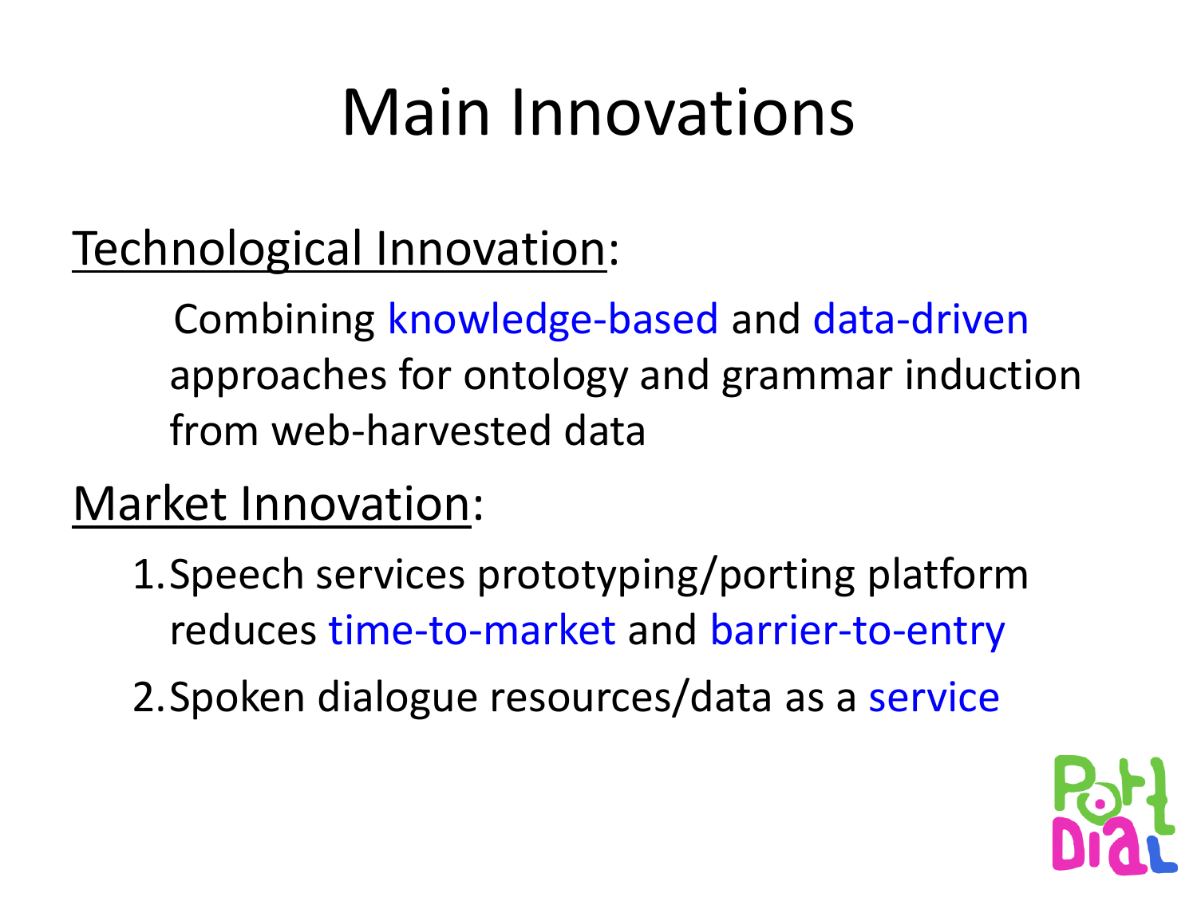# Main Innovations

Technological Innovation:

Combining knowledge-based and data-driven approaches for ontology and grammar induction from web-harvested data

Market Innovation:

1. Speech services prototyping/porting platform reduces time-to-market and barrier-to-entry
2. Spoken dialogue resources/data as a service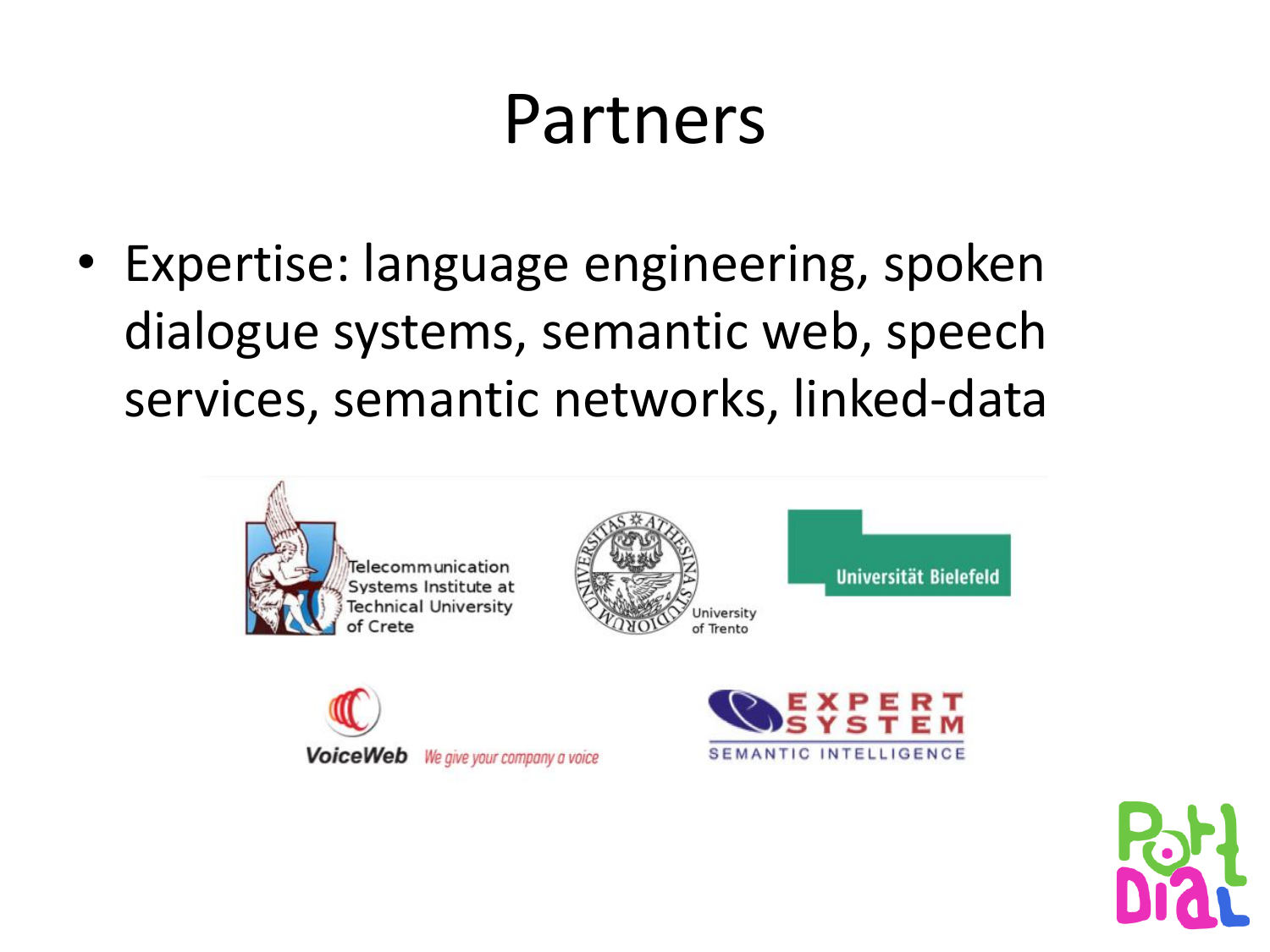# Partners

- Expertise: language engineering, spoken dialogue systems, semantic web, speech services, semantic networks, linked-data

Telecommunication Systems Institute at Technical University of Crete

University of Trento

Universität Bielefeld

VoiceWeb *We give your company a voice*

EXPERT SYSTEM SEMANTIC INTELLIGENCE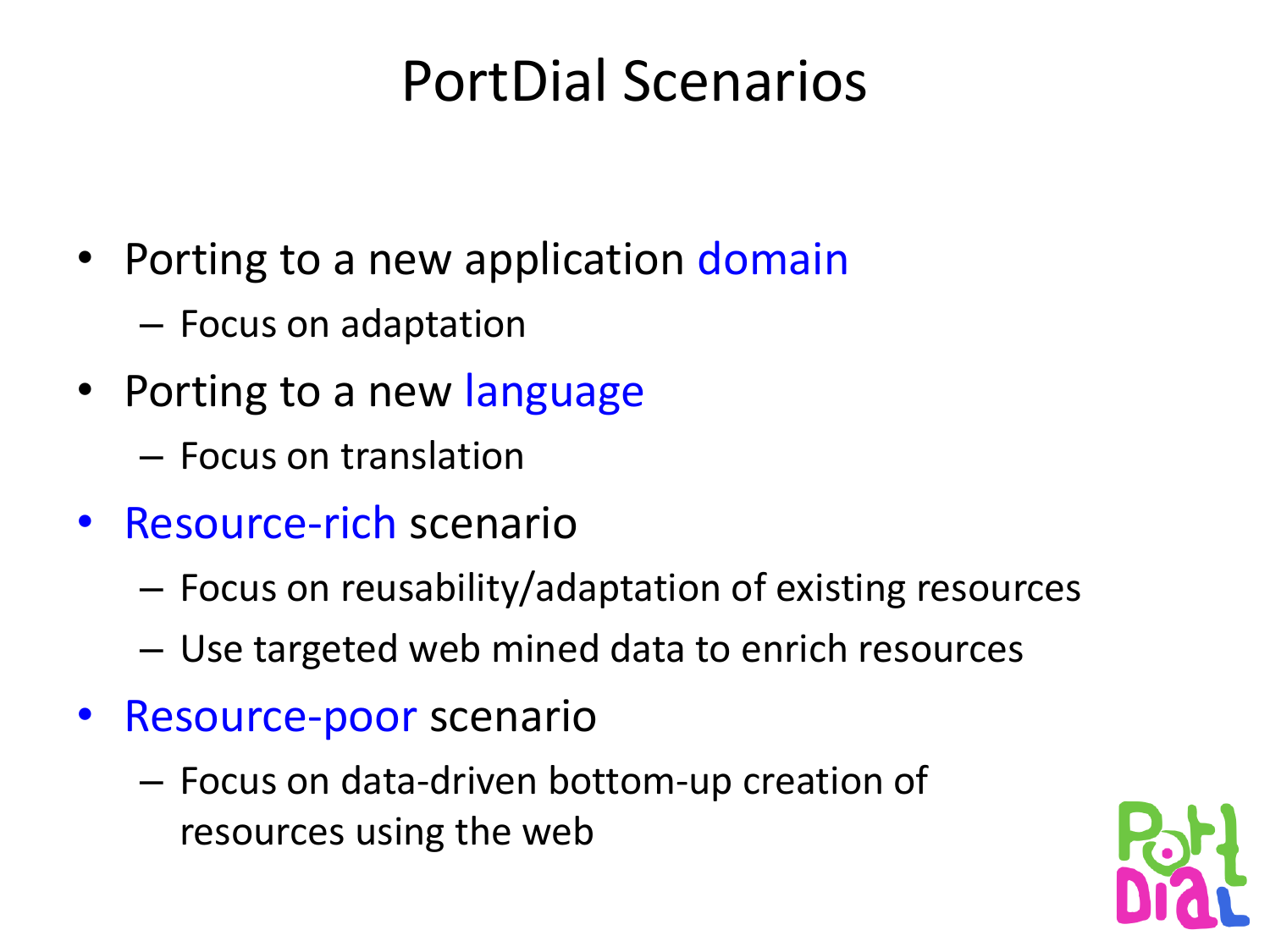# PortDial Scenarios

- Porting to a new application domain
  - Focus on adaptation
- Porting to a new language
  - Focus on translation
- Resource-rich scenario
  - Focus on reusability/adaptation of existing resources
  - Use targeted web mined data to enrich resources
- Resource-poor scenario
  - Focus on data-driven bottom-up creation of resources using the web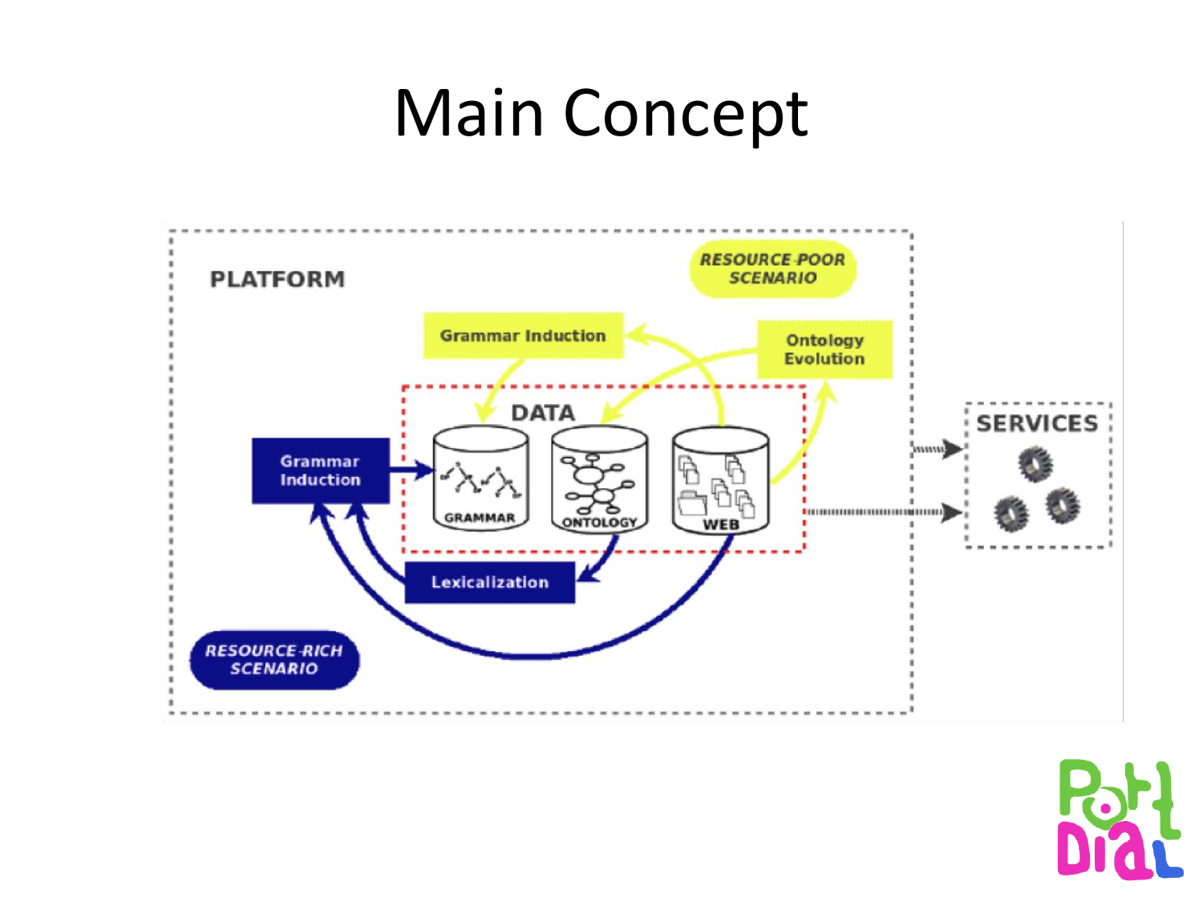# Main Concept

PLATFORM

RESOURCE-POOR SCENARIO

Grammar Induction

Ontology Evolution

DATA

GRAMMAR

ONTOLOGY

WEB

Grammar Induction

Lexicalization

RESOURCE-RICH SCENARIO

SERVICES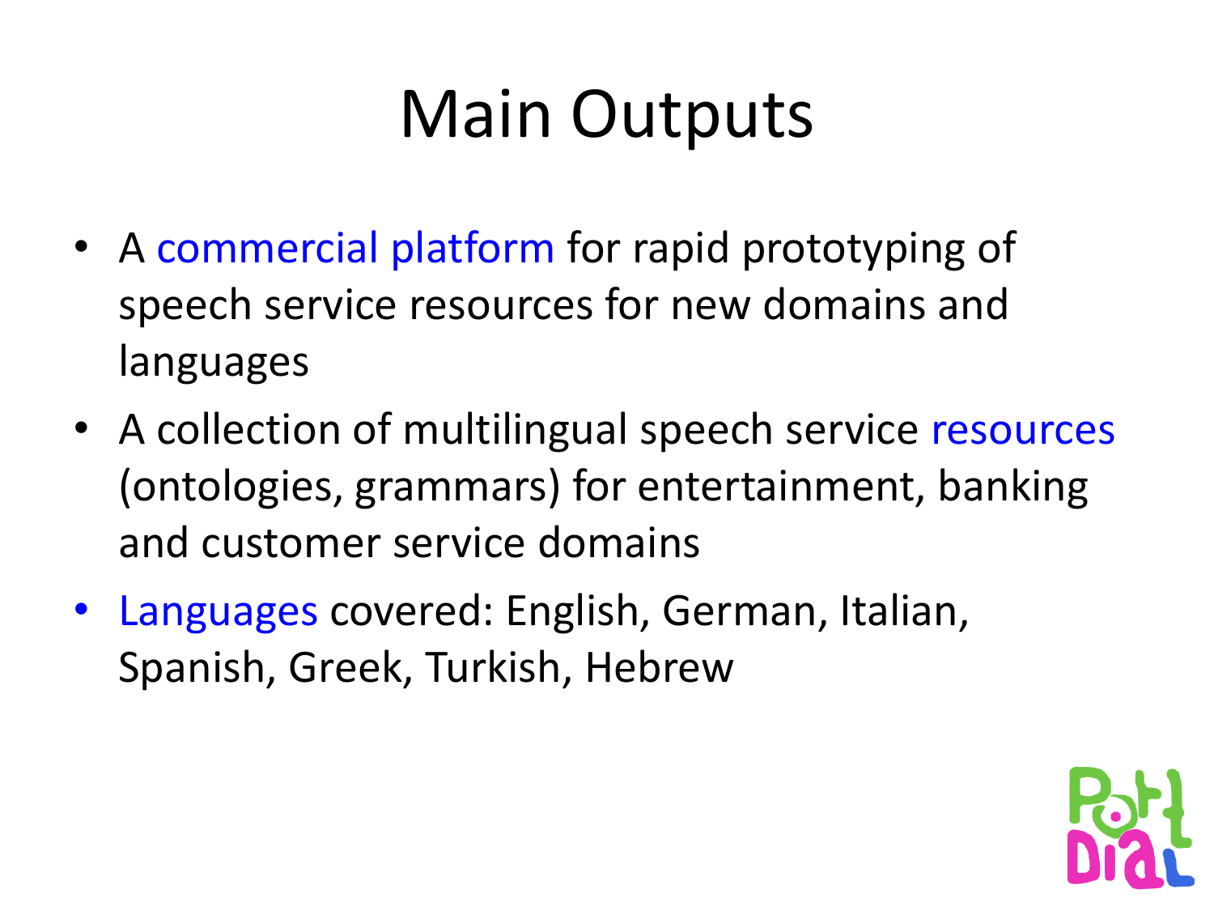# Main Outputs

- A commercial platform for rapid prototyping of speech service resources for new domains and languages
- A collection of multilingual speech service resources (ontologies, grammars) for entertainment, banking and customer service domains
- Languages covered: English, German, Italian, Spanish, Greek, Turkish, Hebrew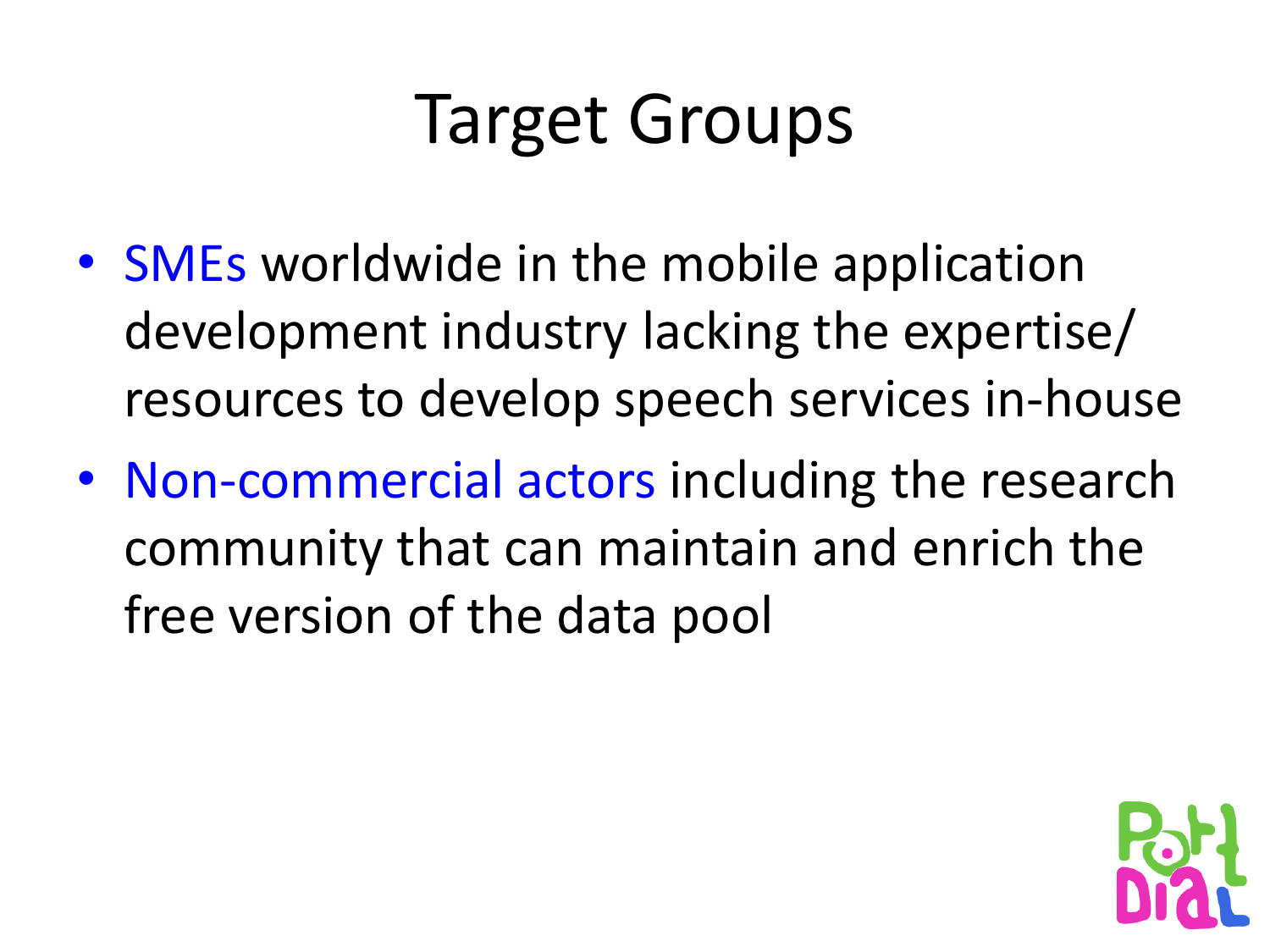# Target Groups

- SMEs worldwide in the mobile application development industry lacking the expertise/ resources to develop speech services in-house
- Non-commercial actors including the research community that can maintain and enrich the free version of the data pool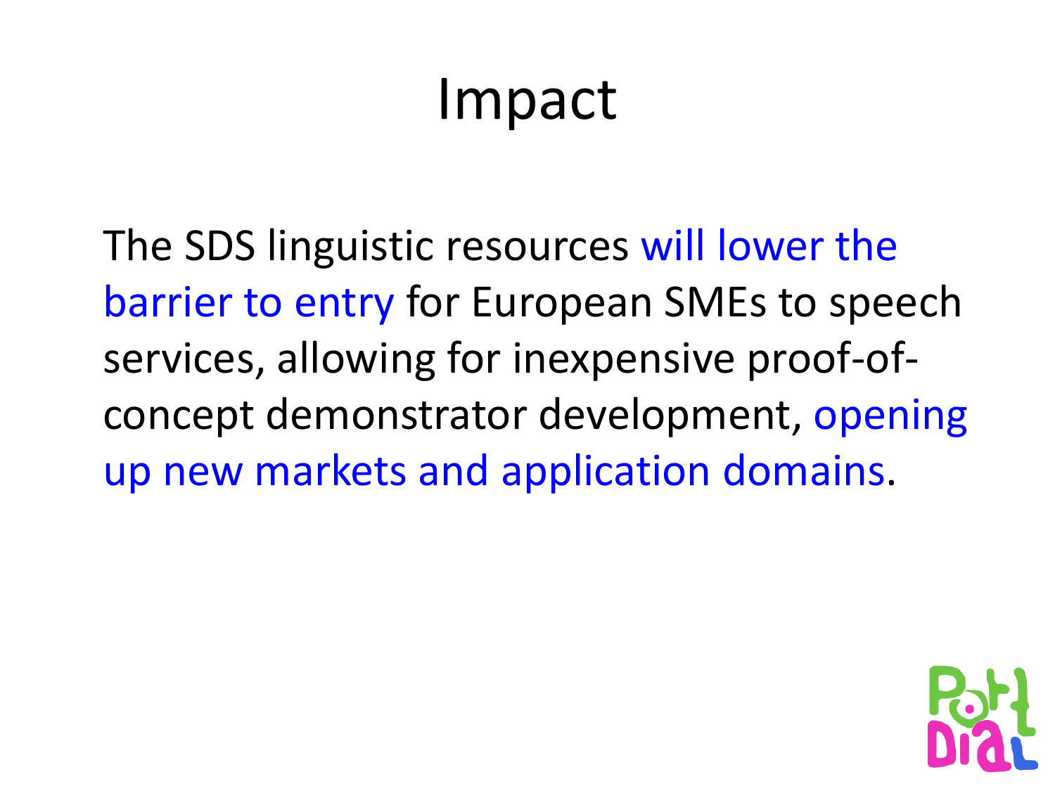# Impact

The SDS linguistic resources will lower the barrier to entry for European SMEs to speech services, allowing for inexpensive proof-of-concept demonstrator development, opening up new markets and application domains.